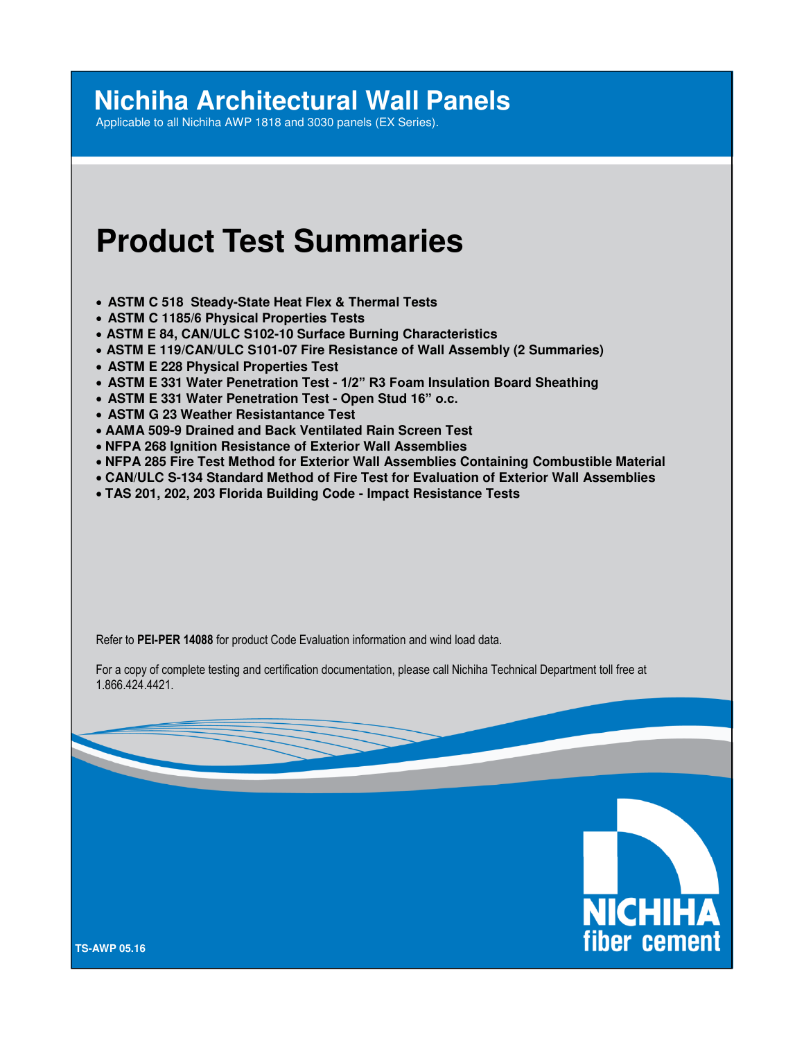# Nichiha Architectural Wall Panels

Applicable to all Nichiha AWP 1818 and 3030 panels (EX Series).

# Product Test Summaries

- **ASTM C 518 Steady-State Heat Flex & Thermal Tests**
- **ASTM C 1185/6 Physical Properties Tests**
- **ASTM E 84, CAN/ULC S102-10 Surface Burning Characteristics**
- **ASTM E 119/CAN/ULC S101-07 Fire Resistance of Wall Assembly (2 Summaries)**
- **ASTM E 228 Physical Properties Test**
- **ASTM E 331 Water Penetration Test - 1/2" R3 Foam Insulation Board Sheathing**
- **ASTM E 331 Water Penetration Test - Open Stud 16" o.c.**
- **ASTM G 23 Weather Resistantance Test**
- **AAMA 509-9 Drained and Back Ventilated Rain Screen Test**
- **NFPA 268 Ignition Resistance of Exterior Wall Assemblies**
- **NFPA 285 Fire Test Method for Exterior Wall Assemblies Containing Combustible Material**
- **CAN/ULC S-134 Standard Method of Fire Test for Evaluation of Exterior Wall Assemblies**
- **TAS 201, 202, 203 Florida Building Code - Impact Resistance Tests**

Refer to **PEI-PER 14088** for product Code Evaluation information and wind load data.

For a copy of complete testing and certification documentation, please call Nichiha Technical Department toll free at 1.866.424.4421.

NICHIHA fiber cement

TS-AWP 05.16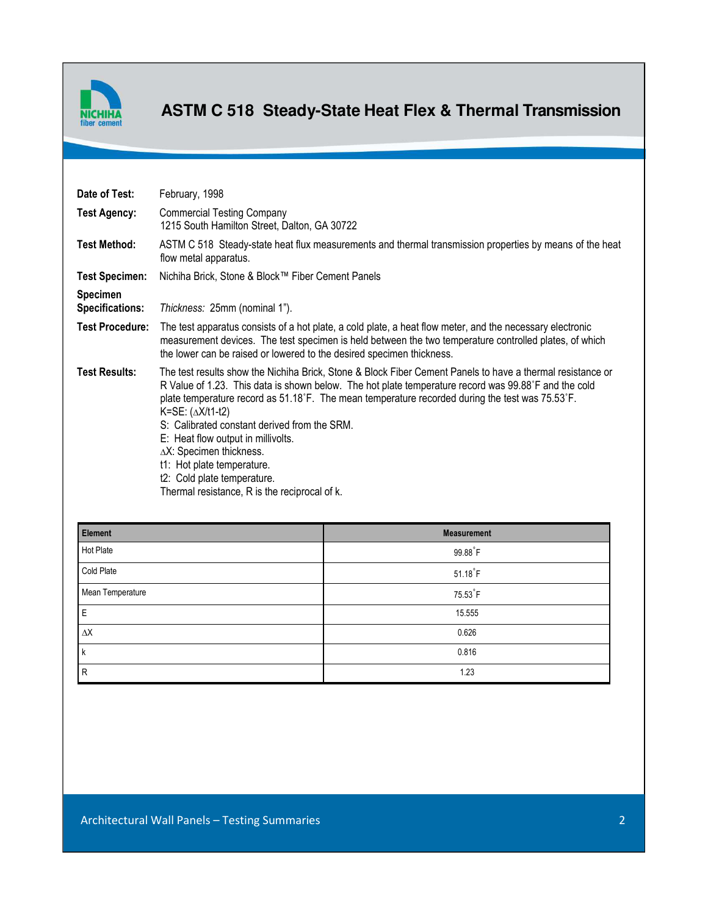# ASTM C 518 Steady-State Heat Flex & Thermal Transmission

**Date of Test:** February, 1998

**Test Agency:** Commercial Testing Company
1215 South Hamilton Street, Dalton, GA 30722

**Test Method:** ASTM C 518 Steady-state heat flux measurements and thermal transmission properties by means of the heat flow metal apparatus.

**Test Specimen:** Nichiha Brick, Stone & Block™ Fiber Cement Panels

**Specimen Specifications:** *Thickness:* 25mm (nominal 1").

**Test Procedure:** The test apparatus consists of a hot plate, a cold plate, a heat flow meter, and the necessary electronic measurement devices. The test specimen is held between the two temperature controlled plates, of which the lower can be raised or lowered to the desired specimen thickness.

**Test Results:** The test results show the Nichiha Brick, Stone & Block Fiber Cement Panels to have a thermal resistance or R Value of 1.23. This data is shown below. The hot plate temperature record was 99.88˚F and the cold plate temperature record as 51.18˚F. The mean temperature recorded during the test was 75.53˚F.
K=SE: ($\Delta X$/t1-t2)
S: Calibrated constant derived from the SRM.
E: Heat flow output in millivolts.
$\Delta X$: Specimen thickness.
t1: Hot plate temperature.
t2: Cold plate temperature.
Thermal resistance, R is the reciprocal of k.

| Element | Measurement |
|---|---|
| Hot Plate | 99.88˚F |
| Cold Plate | 51.18˚F |
| Mean Temperature | 75.53˚F |
| E | 15.555 |
| $\Delta X$ | 0.626 |
| k | 0.816 |
| R | 1.23 |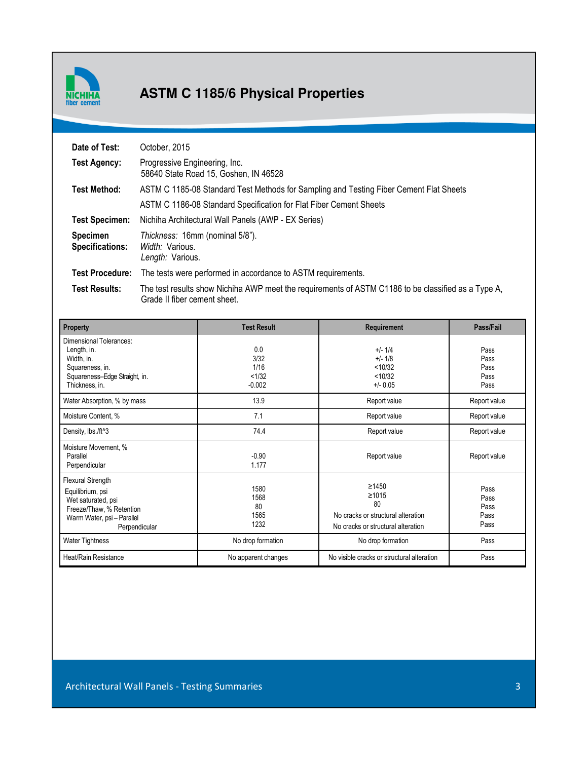# ASTM C 1185/6 Physical Properties

**Date of Test:** October, 2015

**Test Agency:** Progressive Engineering, Inc.
58640 State Road 15, Goshen, IN 46528

**Test Method:** ASTM C 1185-08 Standard Test Methods for Sampling and Testing Fiber Cement Flat Sheets
ASTM C 1186-08 Standard Specification for Flat Fiber Cement Sheets

**Test Specimen:** Nichiha Architectural Wall Panels (AWP - EX Series)

**Specimen Specifications:** *Thickness:* 16mm (nominal 5/8").
*Width:* Various.
*Length:* Various.

**Test Procedure:** The tests were performed in accordance to ASTM requirements.

**Test Results:** The test results show Nichiha AWP meet the requirements of ASTM C1186 to be classified as a Type A, Grade II fiber cement sheet.

| Property | Test Result | Requirement | Pass/Fail |
|---|---|---|---|
| Dimensional Tolerances: | | | |
| Length, in. | 0.0 | +/- 1/4 | Pass |
| Width, in. | 3/32 | +/- 1/8 | Pass |
| Squareness, in. | 1/16 | <10/32 | Pass |
| Squareness–Edge Straight, in. | <1/32 | <10/32 | Pass |
| Thickness, in. | -0.002 | +/- 0.05 | Pass |
| Water Absorption, % by mass | 13.9 | Report value | Report value |
| Moisture Content, % | 7.1 | Report value | Report value |
| Density, lbs./ft^3 | 74.4 | Report value | Report value |
| Moisture Movement, % | | Report value | Report value |
| Parallel | -0.90 | | |
| Perpendicular | 1.177 | | |
| Flexural Strength | | | |
| Equilibrium, psi | 1580 | ≥1450 | Pass |
| Wet saturated, psi | 1568 | ≥1015 | Pass |
| Freeze/Thaw, % Retention | 80 | 80 | Pass |
| Warm Water, psi – Parallel | 1565 | No cracks or structural alteration | Pass |
| Perpendicular | 1232 | No cracks or structural alteration | Pass |
| Water Tightness | No drop formation | No drop formation | Pass |
| Heat/Rain Resistance | No apparent changes | No visible cracks or structural alteration | Pass |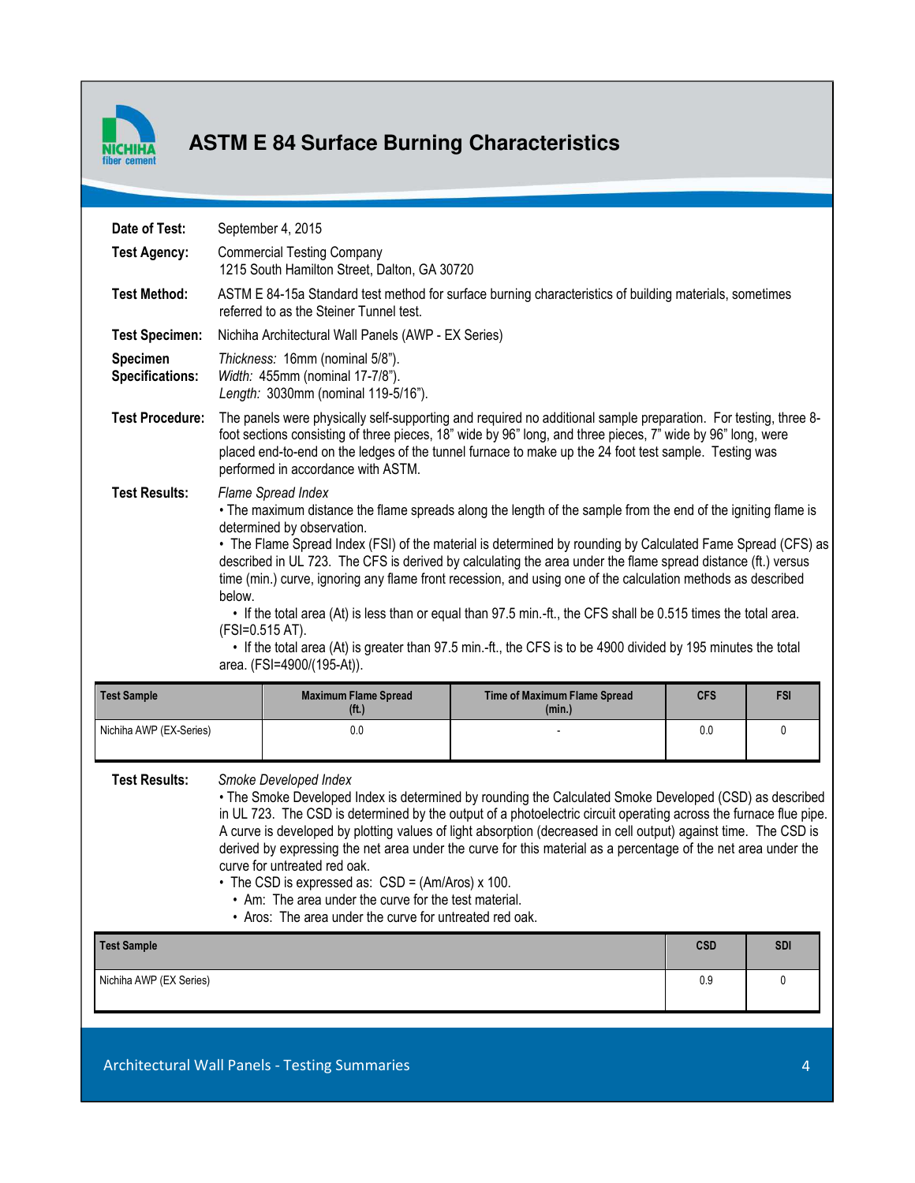# ASTM E 84 Surface Burning Characteristics

**Date of Test:** September 4, 2015

**Test Agency:** Commercial Testing Company
1215 South Hamilton Street, Dalton, GA 30720

**Test Method:** ASTM E 84-15a Standard test method for surface burning characteristics of building materials, sometimes referred to as the Steiner Tunnel test.

**Test Specimen:** Nichiha Architectural Wall Panels (AWP - EX Series)

**Specimen Specifications:**
*Thickness:* 16mm (nominal 5/8").
*Width:* 455mm (nominal 17-7/8").
*Length:* 3030mm (nominal 119-5/16").

**Test Procedure:** The panels were physically self-supporting and required no additional sample preparation. For testing, three 8-foot sections consisting of three pieces, 18" wide by 96" long, and three pieces, 7" wide by 96" long, were placed end-to-end on the ledges of the tunnel furnace to make up the 24 foot test sample. Testing was performed in accordance with ASTM.

**Test Results:** *Flame Spread Index*

- The maximum distance the flame spreads along the length of the sample from the end of the igniting flame is determined by observation.
- The Flame Spread Index (FSI) of the material is determined by rounding by Calculated Fame Spread (CFS) as described in UL 723. The CFS is derived by calculating the area under the flame spread distance (ft.) versus time (min.) curve, ignoring any flame front recession, and using one of the calculation methods as described below.
  - If the total area (At) is less than or equal than 97.5 min.-ft., the CFS shall be 0.515 times the total area. (FSI=0.515 AT).
  - If the total area (At) is greater than 97.5 min.-ft., the CFS is to be 4900 divided by 195 minutes the total area. (FSI=4900/(195-At)).

| Test Sample | Maximum Flame Spread (ft.) | Time of Maximum Flame Spread (min.) | CFS | FSI |
|---|---|---|---|---|
| Nichiha AWP (EX-Series) | 0.0 | - | 0.0 | 0 |

**Test Results:** *Smoke Developed Index*

- The Smoke Developed Index is determined by rounding the Calculated Smoke Developed (CSD) as described in UL 723. The CSD is determined by the output of a photoelectric circuit operating across the furnace flue pipe. A curve is developed by plotting values of light absorption (decreased in cell output) against time. The CSD is derived by expressing the net area under the curve for this material as a percentage of the net area under the curve for untreated red oak.
- The CSD is expressed as: CSD = (Am/Aros) x 100.
  - Am: The area under the curve for the test material.
  - Aros: The area under the curve for untreated red oak.

| Test Sample | CSD | SDI |
|---|---|---|
| Nichiha AWP (EX Series) | 0.9 | 0 |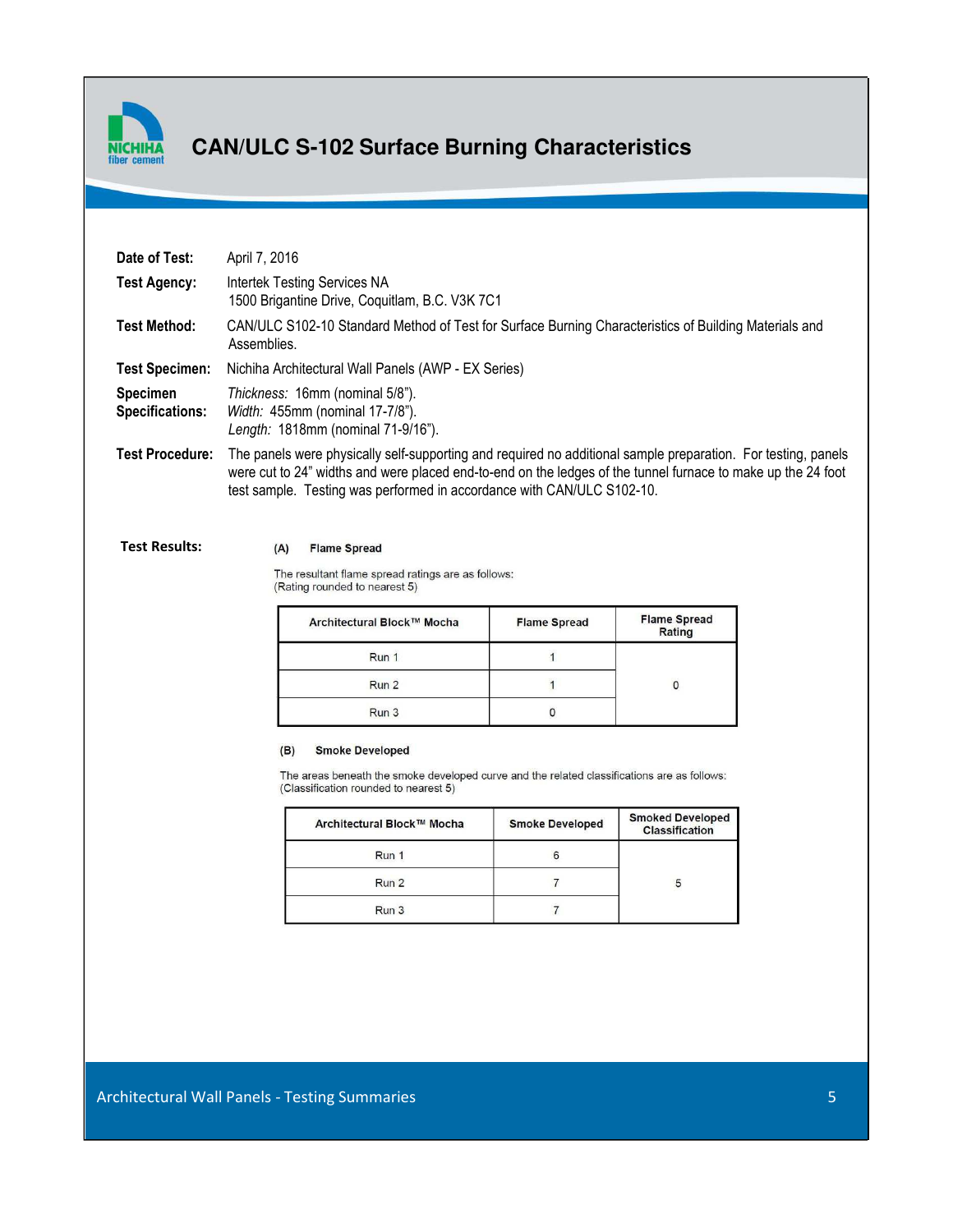# CAN/ULC S-102 Surface Burning Characteristics

**Date of Test:** April 7, 2016

**Test Agency:** Intertek Testing Services NA
1500 Brigantine Drive, Coquitlam, B.C. V3K 7C1

**Test Method:** CAN/ULC S102-10 Standard Method of Test for Surface Burning Characteristics of Building Materials and Assemblies.

**Test Specimen:** Nichiha Architectural Wall Panels (AWP - EX Series)

**Specimen Specifications:**
*Thickness:* 16mm (nominal 5/8").
*Width:* 455mm (nominal 17-7/8").
*Length:* 1818mm (nominal 71-9/16").

**Test Procedure:** The panels were physically self-supporting and required no additional sample preparation. For testing, panels were cut to 24" widths and were placed end-to-end on the ledges of the tunnel furnace to make up the 24 foot test sample. Testing was performed in accordance with CAN/ULC S102-10.

**Test Results:**

**(A) Flame Spread**

The resultant flame spread ratings are as follows:
(Rating rounded to nearest 5)

| Architectural Block™ Mocha | Flame Spread | Flame Spread Rating |
|---|---|---|
| Run 1 | 1 | 0 |
| Run 2 | 1 | |
| Run 3 | 0 | |

**(B) Smoke Developed**

The areas beneath the smoke developed curve and the related classifications are as follows:
(Classification rounded to nearest 5)

| Architectural Block™ Mocha | Smoke Developed | Smoked Developed Classification |
|---|---|---|
| Run 1 | 6 | 5 |
| Run 2 | 7 | |
| Run 3 | 7 | |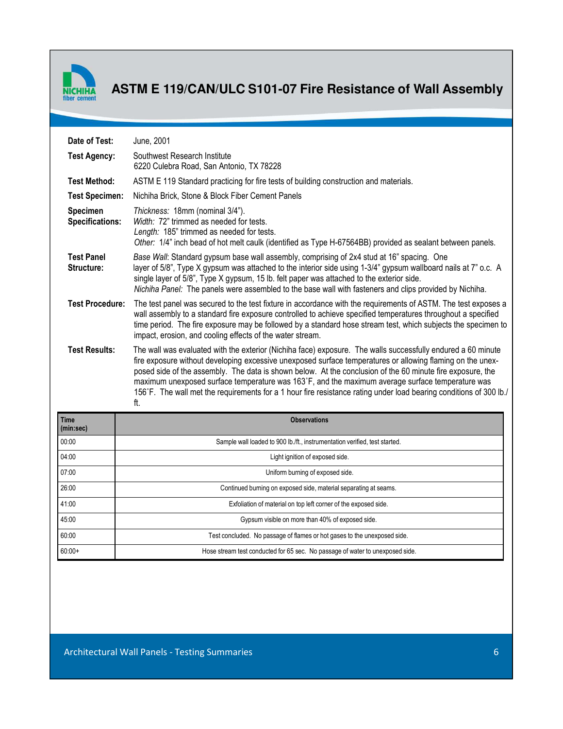# ASTM E 119/CAN/ULC S101-07 Fire Resistance of Wall Assembly

**Date of Test:** June, 2001

**Test Agency:** Southwest Research Institute
6220 Culebra Road, San Antonio, TX 78228

**Test Method:** ASTM E 119 Standard practicing for fire tests of building construction and materials.

**Test Specimen:** Nichiha Brick, Stone & Block Fiber Cement Panels

**Specimen Specifications:**
*Thickness:* 18mm (nominal 3/4").
*Width:* 72" trimmed as needed for tests.
*Length:* 185" trimmed as needed for tests.
*Other:* 1/4" inch bead of hot melt caulk (identified as Type H-67564BB) provided as sealant between panels.

**Test Panel Structure:**
*Base Wall*: Standard gypsum base wall assembly, comprising of 2x4 stud at 16" spacing. One layer of 5/8", Type X gypsum was attached to the interior side using 1-3/4" gypsum wallboard nails at 7" o.c. A single layer of 5/8", Type X gypsum, 15 lb. felt paper was attached to the exterior side.
*Nichiha Panel:* The panels were assembled to the base wall with fasteners and clips provided by Nichiha.

**Test Procedure:** The test panel was secured to the test fixture in accordance with the requirements of ASTM. The test exposes a wall assembly to a standard fire exposure controlled to achieve specified temperatures throughout a specified time period. The fire exposure may be followed by a standard hose stream test, which subjects the specimen to impact, erosion, and cooling effects of the water stream.

**Test Results:** The wall was evaluated with the exterior (Nichiha face) exposure. The walls successfully endured a 60 minute fire exposure without developing excessive unexposed surface temperatures or allowing flaming on the unexposed side of the assembly. The data is shown below. At the conclusion of the 60 minute fire exposure, the maximum unexposed surface temperature was 163˚F, and the maximum average surface temperature was 156˚F. The wall met the requirements for a 1 hour fire resistance rating under load bearing conditions of 300 lb./ft.

| Time (min:sec) | Observations |
|---|---|
| 00:00 | Sample wall loaded to 900 lb./ft., instrumentation verified, test started. |
| 04:00 | Light ignition of exposed side. |
| 07:00 | Uniform burning of exposed side. |
| 26:00 | Continued burning on exposed side, material separating at seams. |
| 41:00 | Exfoliation of material on top left corner of the exposed side. |
| 45:00 | Gypsum visible on more than 40% of exposed side. |
| 60:00 | Test concluded. No passage of flames or hot gases to the unexposed side. |
| 60:00+ | Hose stream test conducted for 65 sec. No passage of water to unexposed side. |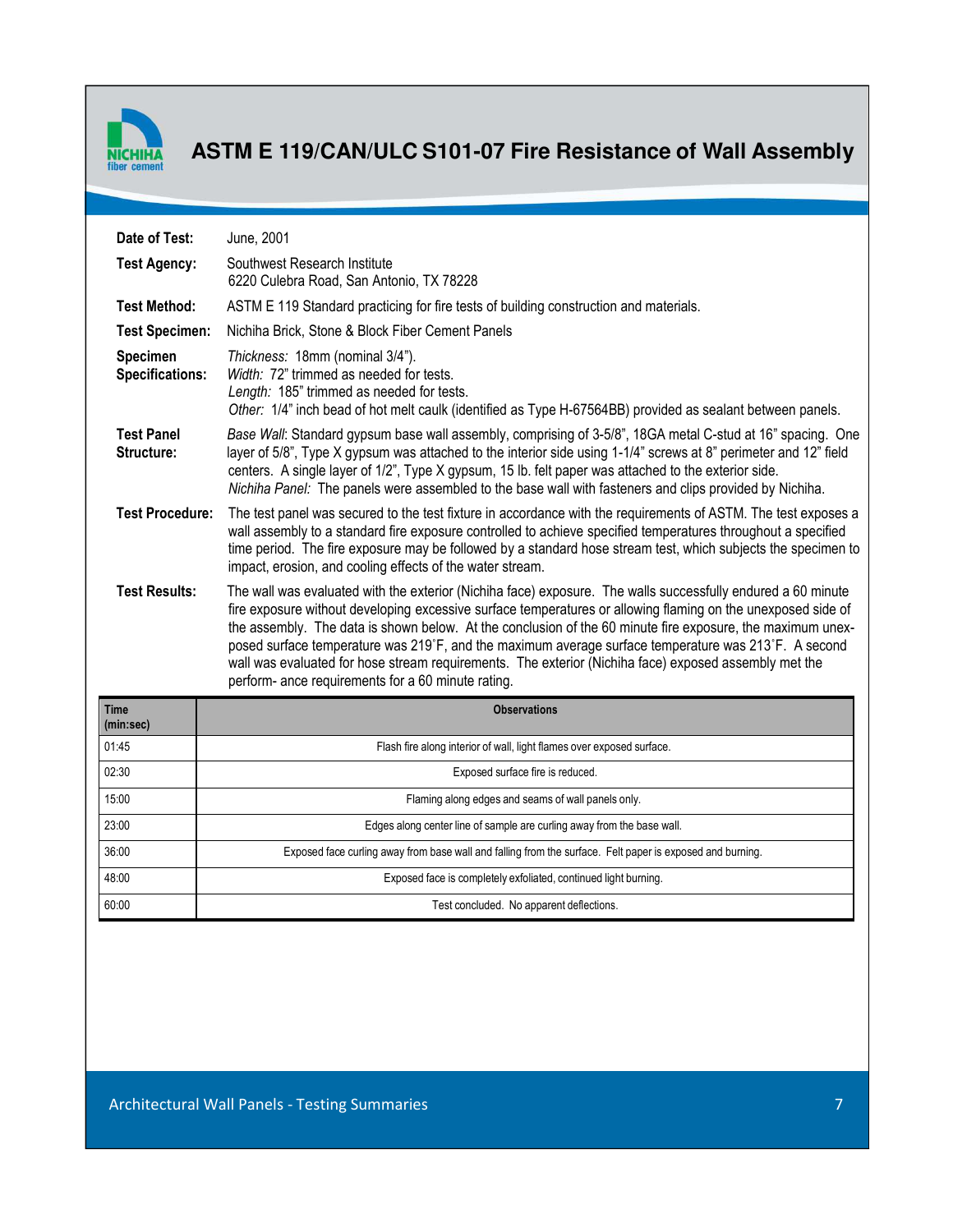# ASTM E 119/CAN/ULC S101-07 Fire Resistance of Wall Assembly

**Date of Test:** June, 2001

**Test Agency:** Southwest Research Institute
6220 Culebra Road, San Antonio, TX 78228

**Test Method:** ASTM E 119 Standard practicing for fire tests of building construction and materials.

**Test Specimen:** Nichiha Brick, Stone & Block Fiber Cement Panels

**Specimen Specifications:**
*Thickness:* 18mm (nominal 3/4").
*Width:* 72" trimmed as needed for tests.
*Length:* 185" trimmed as needed for tests.
*Other:* 1/4" inch bead of hot melt caulk (identified as Type H-67564BB) provided as sealant between panels.

**Test Panel Structure:**
*Base Wall*: Standard gypsum base wall assembly, comprising of 3-5/8", 18GA metal C-stud at 16" spacing. One layer of 5/8", Type X gypsum was attached to the interior side using 1-1/4" screws at 8" perimeter and 12" field centers. A single layer of 1/2", Type X gypsum, 15 lb. felt paper was attached to the exterior side.
*Nichiha Panel:* The panels were assembled to the base wall with fasteners and clips provided by Nichiha.

**Test Procedure:** The test panel was secured to the test fixture in accordance with the requirements of ASTM. The test exposes a wall assembly to a standard fire exposure controlled to achieve specified temperatures throughout a specified time period. The fire exposure may be followed by a standard hose stream test, which subjects the specimen to impact, erosion, and cooling effects of the water stream.

**Test Results:** The wall was evaluated with the exterior (Nichiha face) exposure. The walls successfully endured a 60 minute fire exposure without developing excessive surface temperatures or allowing flaming on the unexposed side of the assembly. The data is shown below. At the conclusion of the 60 minute fire exposure, the maximum unexposed surface temperature was 219˚F, and the maximum average surface temperature was 213˚F. A second wall was evaluated for hose stream requirements. The exterior (Nichiha face) exposed assembly met the perform- ance requirements for a 60 minute rating.

| Time (min:sec) | Observations |
|---|---|
| 01:45 | Flash fire along interior of wall, light flames over exposed surface. |
| 02:30 | Exposed surface fire is reduced. |
| 15:00 | Flaming along edges and seams of wall panels only. |
| 23:00 | Edges along center line of sample are curling away from the base wall. |
| 36:00 | Exposed face curling away from base wall and falling from the surface. Felt paper is exposed and burning. |
| 48:00 | Exposed face is completely exfoliated, continued light burning. |
| 60:00 | Test concluded. No apparent deflections. |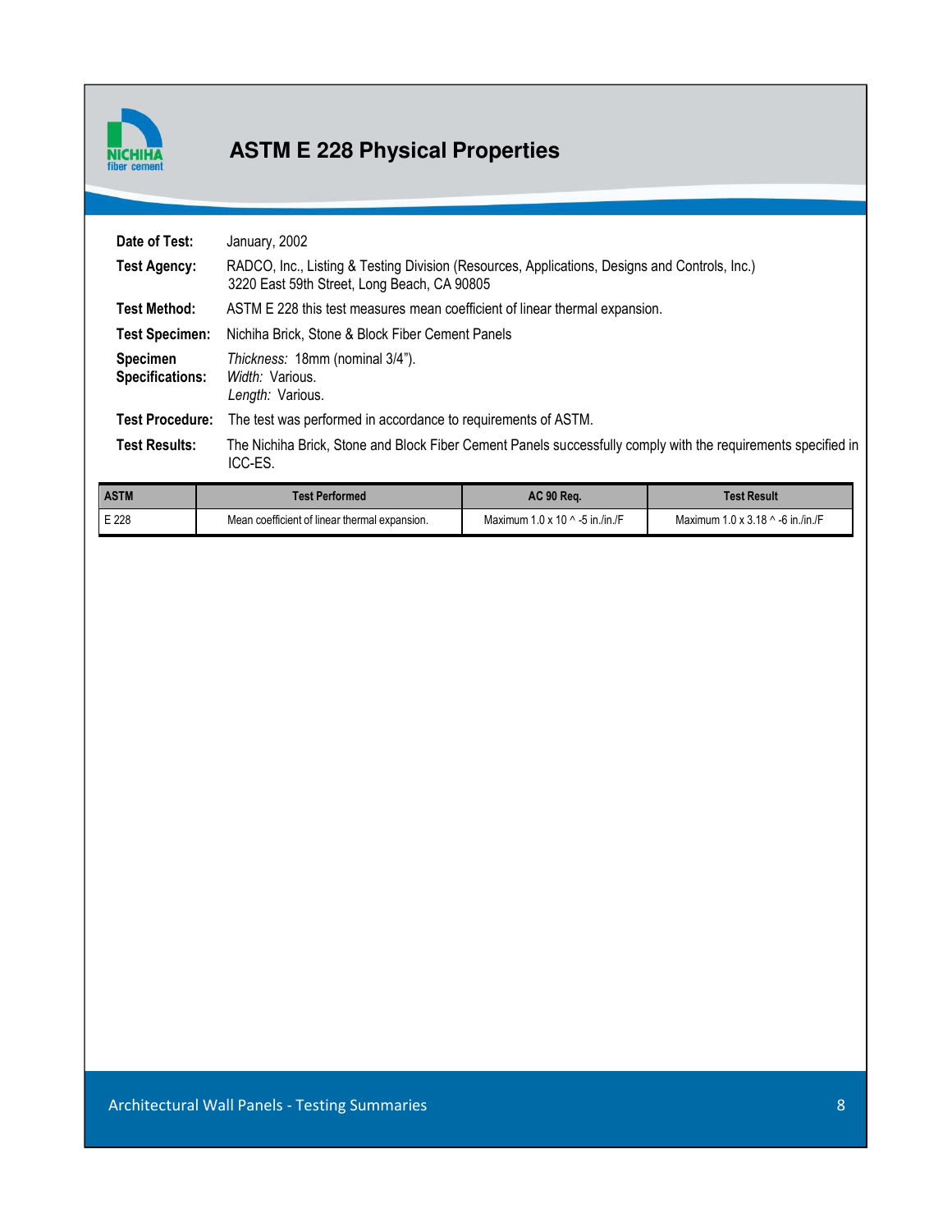# ASTM E 228 Physical Properties

**Date of Test:** January, 2002

**Test Agency:** RADCO, Inc., Listing & Testing Division (Resources, Applications, Designs and Controls, Inc.) 3220 East 59th Street, Long Beach, CA 90805

**Test Method:** ASTM E 228 this test measures mean coefficient of linear thermal expansion.

**Test Specimen:** Nichiha Brick, Stone & Block Fiber Cement Panels

**Specimen Specifications:**
*Thickness:* 18mm (nominal 3/4").
*Width:* Various.
*Length:* Various.

**Test Procedure:** The test was performed in accordance to requirements of ASTM.

**Test Results:** The Nichiha Brick, Stone and Block Fiber Cement Panels successfully comply with the requirements specified in ICC-ES.

| ASTM | Test Performed | AC 90 Req. | Test Result |
|---|---|---|---|
| E 228 | Mean coefficient of linear thermal expansion. | Maximum 1.0 x 10 ^ -5 in./in./F | Maximum 1.0 x 3.18 ^ -6 in./in./F |

Architectural Wall Panels - Testing Summaries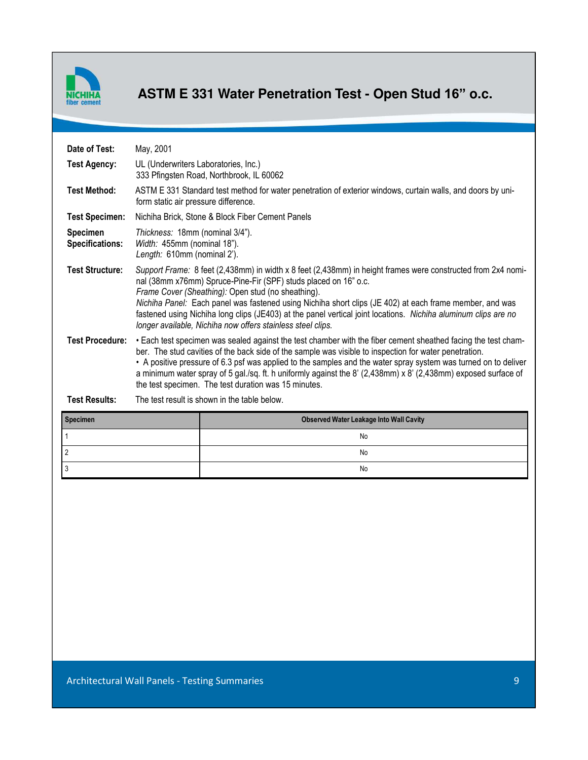# ASTM E 331 Water Penetration Test - Open Stud 16" o.c.

**Date of Test:** May, 2001

**Test Agency:** UL (Underwriters Laboratories, Inc.)
333 Pfingsten Road, Northbrook, IL 60062

**Test Method:** ASTM E 331 Standard test method for water penetration of exterior windows, curtain walls, and doors by uniform static air pressure difference.

**Test Specimen:** Nichiha Brick, Stone & Block Fiber Cement Panels

**Specimen Specifications:**
*Thickness:* 18mm (nominal 3/4").
*Width:* 455mm (nominal 18").
*Length:* 610mm (nominal 2').

**Test Structure:**
*Support Frame:* 8 feet (2,438mm) in width x 8 feet (2,438mm) in height frames were constructed from 2x4 nominal (38mm x76mm) Spruce-Pine-Fir (SPF) studs placed on 16" o.c.
*Frame Cover (Sheathing):* Open stud (no sheathing).
*Nichiha Panel:* Each panel was fastened using Nichiha short clips (JE 402) at each frame member, and was fastened using Nichiha long clips (JE403) at the panel vertical joint locations. *Nichiha aluminum clips are no longer available, Nichiha now offers stainless steel clips.*

**Test Procedure:**
- Each test specimen was sealed against the test chamber with the fiber cement sheathed facing the test chamber. The stud cavities of the back side of the sample was visible to inspection for water penetration.
- A positive pressure of 6.3 psf was applied to the samples and the water spray system was turned on to deliver a minimum water spray of 5 gal./sq. ft. h uniformly against the 8' (2,438mm) x 8' (2,438mm) exposed surface of the test specimen. The test duration was 15 minutes.

**Test Results:** The test result is shown in the table below.

| Specimen | Observed Water Leakage Into Wall Cavity |
|---|---|
| 1 | No |
| 2 | No |
| 3 | No |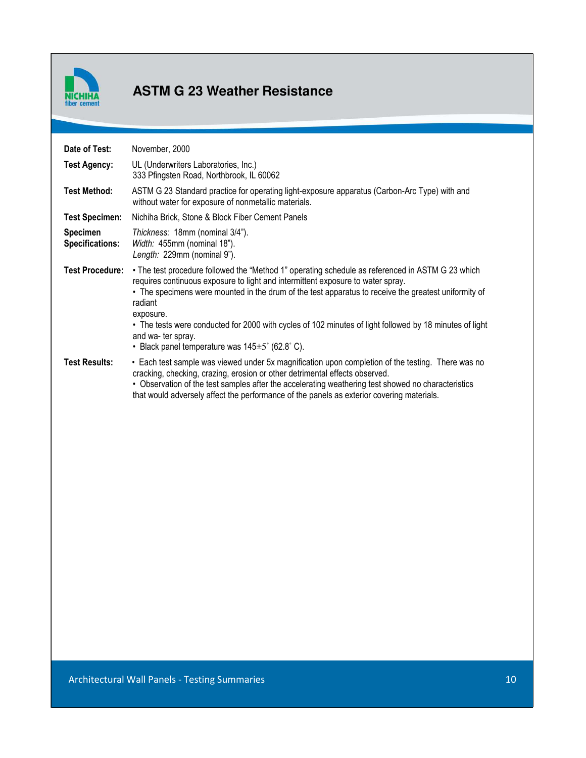# ASTM G 23 Weather Resistance

| | |
|---|---|
| **Date of Test:** | November, 2000 |
| **Test Agency:** | UL (Underwriters Laboratories, Inc.) 333 Pfingsten Road, Northbrook, IL 60062 |
| **Test Method:** | ASTM G 23 Standard practice for operating light-exposure apparatus (Carbon-Arc Type) with and without water for exposure of nonmetallic materials. |
| **Test Specimen:** | Nichiha Brick, Stone & Block Fiber Cement Panels |
| **Specimen Specifications:** | *Thickness:* 18mm (nominal 3/4"). *Width:* 455mm (nominal 18"). *Length:* 229mm (nominal 9"). |
| **Test Procedure:** | • The test procedure followed the "Method 1" operating schedule as referenced in ASTM G 23 which requires continuous exposure to light and intermittent exposure to water spray. • The specimens were mounted in the drum of the test apparatus to receive the greatest uniformity of radiant exposure. • The tests were conducted for 2000 with cycles of 102 minutes of light followed by 18 minutes of light and wa- ter spray. • Black panel temperature was 145±5˚ (62.8˚ C). |
| **Test Results:** | • Each test sample was viewed under 5x magnification upon completion of the testing. There was no cracking, checking, crazing, erosion or other detrimental effects observed. • Observation of the test samples after the accelerating weathering test showed no characteristics that would adversely affect the performance of the panels as exterior covering materials. |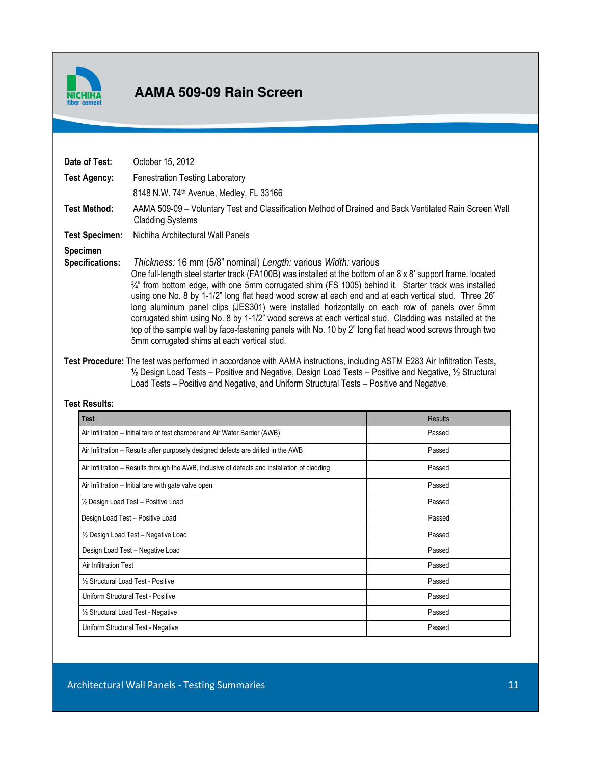# AAMA 509-09 Rain Screen

**Date of Test:** October 15, 2012

**Test Agency:** Fenestration Testing Laboratory
8148 N.W. 74th Avenue, Medley, FL 33166

**Test Method:** AAMA 509-09 – Voluntary Test and Classification Method of Drained and Back Ventilated Rain Screen Wall Cladding Systems

**Test Specimen:** Nichiha Architectural Wall Panels

**Specimen Specifications:** *Thickness:* 16 mm (5/8" nominal) *Length:* various *Width:* various
One full-length steel starter track (FA100B) was installed at the bottom of an 8'x 8' support frame, located ¾" from bottom edge, with one 5mm corrugated shim (FS 1005) behind it. Starter track was installed using one No. 8 by 1-1/2" long flat head wood screw at each end and at each vertical stud. Three 26" long aluminum panel clips (JES301) were installed horizontally on each row of panels over 5mm corrugated shim using No. 8 by 1-1/2" wood screws at each vertical stud. Cladding was installed at the top of the sample wall by face-fastening panels with No. 10 by 2" long flat head wood screws through two 5mm corrugated shims at each vertical stud.

**Test Procedure:** The test was performed in accordance with AAMA instructions, including ASTM E283 Air Infiltration Tests, ½ Design Load Tests – Positive and Negative, Design Load Tests – Positive and Negative, ½ Structural Load Tests – Positive and Negative, and Uniform Structural Tests – Positive and Negative.

**Test Results:**

| Test | Results |
|---|---|
| Air Infiltration – Initial tare of test chamber and Air Water Barrier (AWB) | Passed |
| Air Infiltration – Results after purposely designed defects are drilled in the AWB | Passed |
| Air Infiltration – Results through the AWB, inclusive of defects and installation of cladding | Passed |
| Air Infiltration – Initial tare with gate valve open | Passed |
| ½ Design Load Test – Positive Load | Passed |
| Design Load Test – Positive Load | Passed |
| ½ Design Load Test – Negative Load | Passed |
| Design Load Test – Negative Load | Passed |
| Air Infiltration Test | Passed |
| ½ Structural Load Test - Positive | Passed |
| Uniform Structural Test - Positive | Passed |
| ½ Structural Load Test - Negative | Passed |
| Uniform Structural Test - Negative | Passed |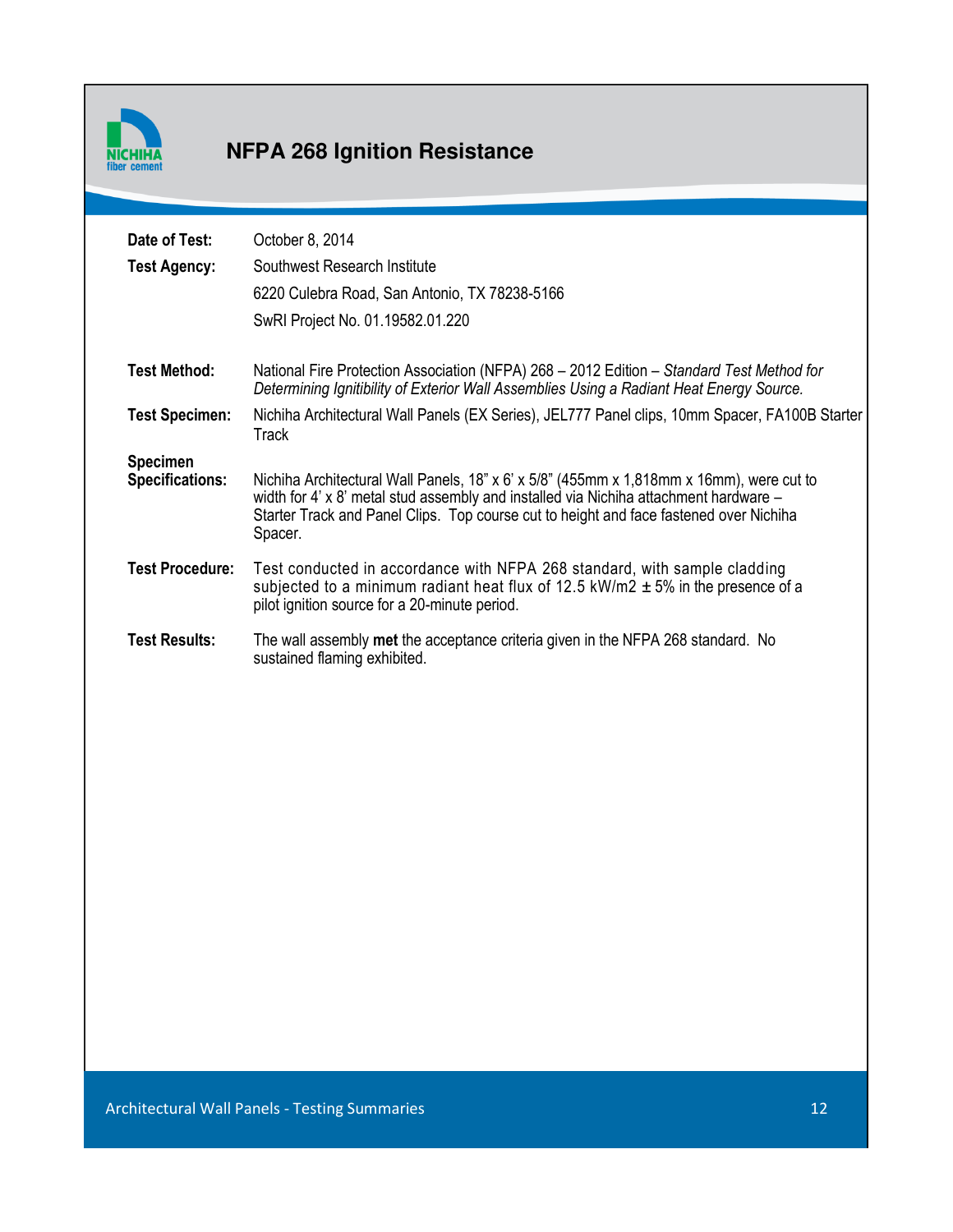# NFPA 268 Ignition Resistance

| | |
|---|---|
| **Date of Test:** | October 8, 2014 |
| **Test Agency:** | Southwest Research Institute<br>6220 Culebra Road, San Antonio, TX 78238-5166<br>SwRI Project No. 01.19582.01.220 |
| **Test Method:** | National Fire Protection Association (NFPA) 268 – 2012 Edition – *Standard Test Method for Determining Ignitibility of Exterior Wall Assemblies Using a Radiant Heat Energy Source.* |
| **Test Specimen:** | Nichiha Architectural Wall Panels (EX Series), JEL777 Panel clips, 10mm Spacer, FA100B Starter Track |
| **Specimen Specifications:** | Nichiha Architectural Wall Panels, 18" x 6' x 5/8" (455mm x 1,818mm x 16mm), were cut to width for 4' x 8' metal stud assembly and installed via Nichiha attachment hardware – Starter Track and Panel Clips. Top course cut to height and face fastened over Nichiha Spacer. |
| **Test Procedure:** | Test conducted in accordance with NFPA 268 standard, with sample cladding subjected to a minimum radiant heat flux of 12.5 kW/m2 ± 5% in the presence of a pilot ignition source for a 20-minute period. |
| **Test Results:** | The wall assembly **met** the acceptance criteria given in the NFPA 268 standard. No sustained flaming exhibited. |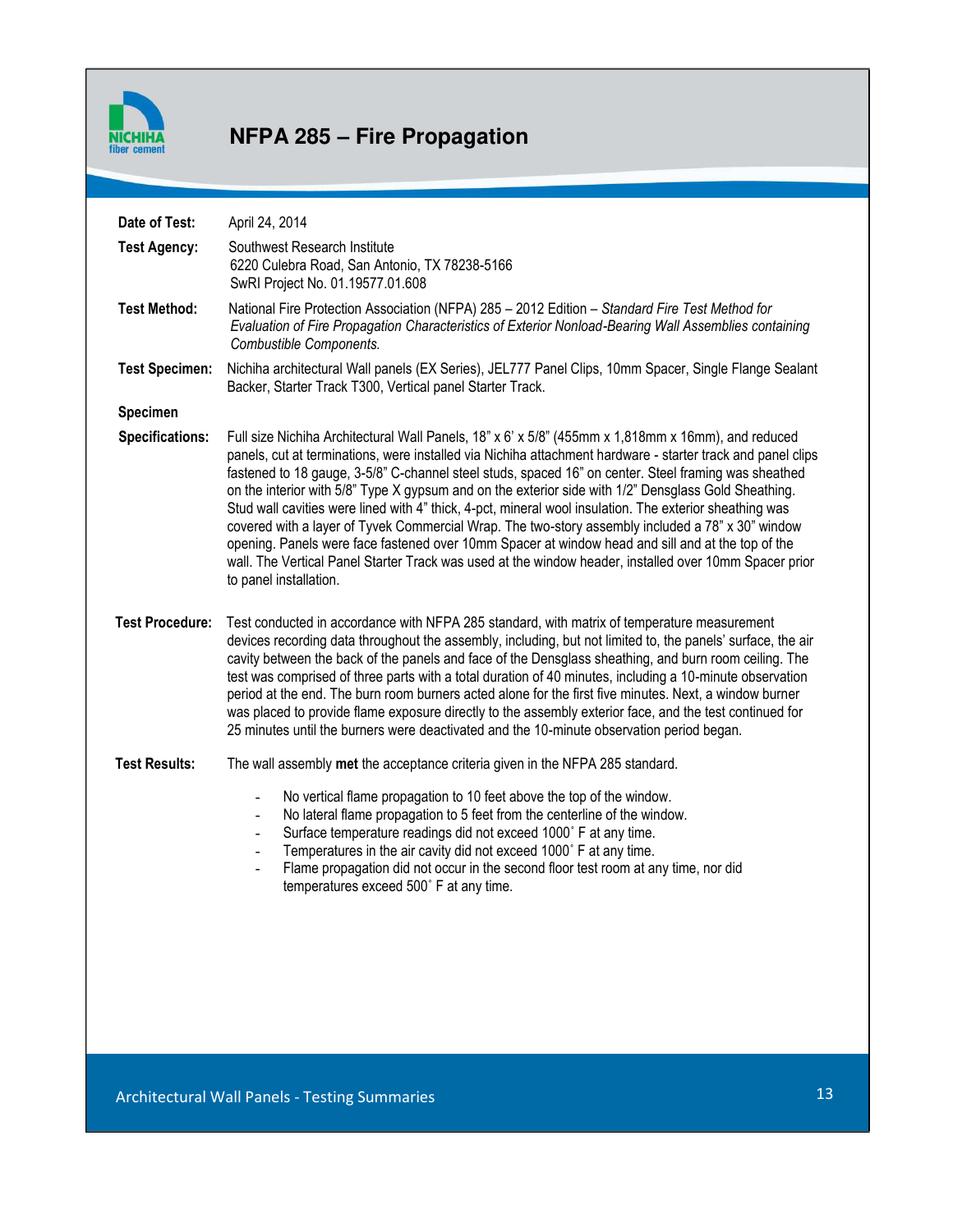# NFPA 285 – Fire Propagation

**Date of Test:** April 24, 2014

**Test Agency:** Southwest Research Institute
6220 Culebra Road, San Antonio, TX 78238-5166
SwRI Project No. 01.19577.01.608

**Test Method:** National Fire Protection Association (NFPA) 285 – 2012 Edition – *Standard Fire Test Method for Evaluation of Fire Propagation Characteristics of Exterior Nonload-Bearing Wall Assemblies containing Combustible Components.*

**Test Specimen:** Nichiha architectural Wall panels (EX Series), JEL777 Panel Clips, 10mm Spacer, Single Flange Sealant Backer, Starter Track T300, Vertical panel Starter Track.

**Specimen Specifications:** Full size Nichiha Architectural Wall Panels, 18" x 6' x 5/8" (455mm x 1,818mm x 16mm), and reduced panels, cut at terminations, were installed via Nichiha attachment hardware - starter track and panel clips fastened to 18 gauge, 3-5/8" C-channel steel studs, spaced 16" on center. Steel framing was sheathed on the interior with 5/8" Type X gypsum and on the exterior side with 1/2" Densglass Gold Sheathing. Stud wall cavities were lined with 4" thick, 4-pct, mineral wool insulation. The exterior sheathing was covered with a layer of Tyvek Commercial Wrap. The two-story assembly included a 78" x 30" window opening. Panels were face fastened over 10mm Spacer at window head and sill and at the top of the wall. The Vertical Panel Starter Track was used at the window header, installed over 10mm Spacer prior to panel installation.

**Test Procedure:** Test conducted in accordance with NFPA 285 standard, with matrix of temperature measurement devices recording data throughout the assembly, including, but not limited to, the panels' surface, the air cavity between the back of the panels and face of the Densglass sheathing, and burn room ceiling. The test was comprised of three parts with a total duration of 40 minutes, including a 10-minute observation period at the end. The burn room burners acted alone for the first five minutes. Next, a window burner was placed to provide flame exposure directly to the assembly exterior face, and the test continued for 25 minutes until the burners were deactivated and the 10-minute observation period began.

**Test Results:** The wall assembly **met** the acceptance criteria given in the NFPA 285 standard.

- No vertical flame propagation to 10 feet above the top of the window.
- No lateral flame propagation to 5 feet from the centerline of the window.
- Surface temperature readings did not exceed 1000˚ F at any time.
- Temperatures in the air cavity did not exceed 1000˚ F at any time.
- Flame propagation did not occur in the second floor test room at any time, nor did temperatures exceed 500˚ F at any time.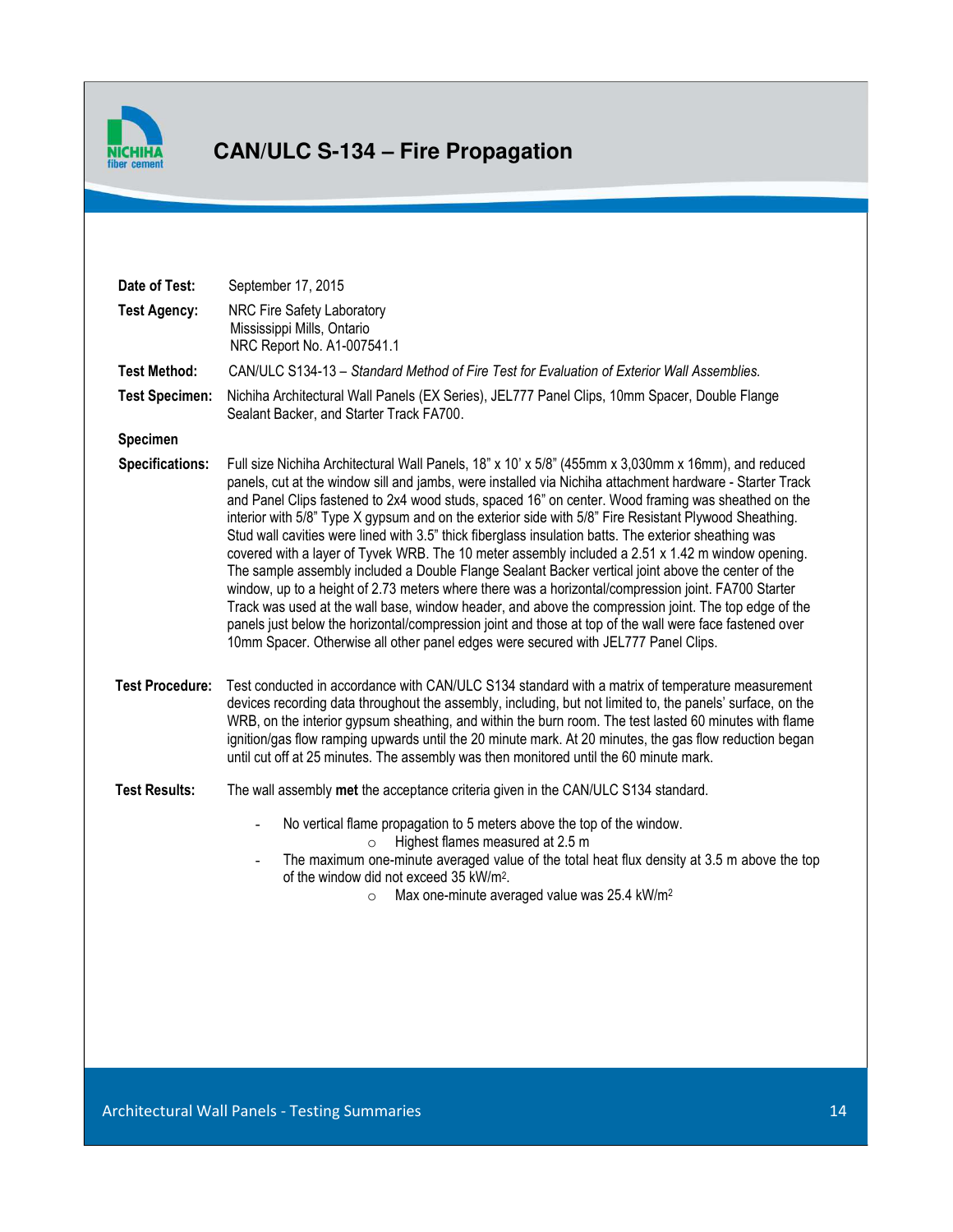# CAN/ULC S-134 – Fire Propagation

**Date of Test:** September 17, 2015

**Test Agency:** NRC Fire Safety Laboratory
Mississippi Mills, Ontario
NRC Report No. A1-007541.1

**Test Method:** CAN/ULC S134-13 – *Standard Method of Fire Test for Evaluation of Exterior Wall Assemblies.*

**Test Specimen:** Nichiha Architectural Wall Panels (EX Series), JEL777 Panel Clips, 10mm Spacer, Double Flange Sealant Backer, and Starter Track FA700.

**Specimen Specifications:** Full size Nichiha Architectural Wall Panels, 18" x 10' x 5/8" (455mm x 3,030mm x 16mm), and reduced panels, cut at the window sill and jambs, were installed via Nichiha attachment hardware - Starter Track and Panel Clips fastened to 2x4 wood studs, spaced 16" on center. Wood framing was sheathed on the interior with 5/8" Type X gypsum and on the exterior side with 5/8" Fire Resistant Plywood Sheathing. Stud wall cavities were lined with 3.5" thick fiberglass insulation batts. The exterior sheathing was covered with a layer of Tyvek WRB. The 10 meter assembly included a 2.51 x 1.42 m window opening. The sample assembly included a Double Flange Sealant Backer vertical joint above the center of the window, up to a height of 2.73 meters where there was a horizontal/compression joint. FA700 Starter Track was used at the wall base, window header, and above the compression joint. The top edge of the panels just below the horizontal/compression joint and those at top of the wall were face fastened over 10mm Spacer. Otherwise all other panel edges were secured with JEL777 Panel Clips.

**Test Procedure:** Test conducted in accordance with CAN/ULC S134 standard with a matrix of temperature measurement devices recording data throughout the assembly, including, but not limited to, the panels' surface, on the WRB, on the interior gypsum sheathing, and within the burn room. The test lasted 60 minutes with flame ignition/gas flow ramping upwards until the 20 minute mark. At 20 minutes, the gas flow reduction began until cut off at 25 minutes. The assembly was then monitored until the 60 minute mark.

**Test Results:** The wall assembly **met** the acceptance criteria given in the CAN/ULC S134 standard.

- No vertical flame propagation to 5 meters above the top of the window.
  - Highest flames measured at 2.5 m
- The maximum one-minute averaged value of the total heat flux density at 3.5 m above the top of the window did not exceed 35 kW/m$^2$.
  - Max one-minute averaged value was 25.4 kW/m$^2$

Architectural Wall Panels - Testing Summaries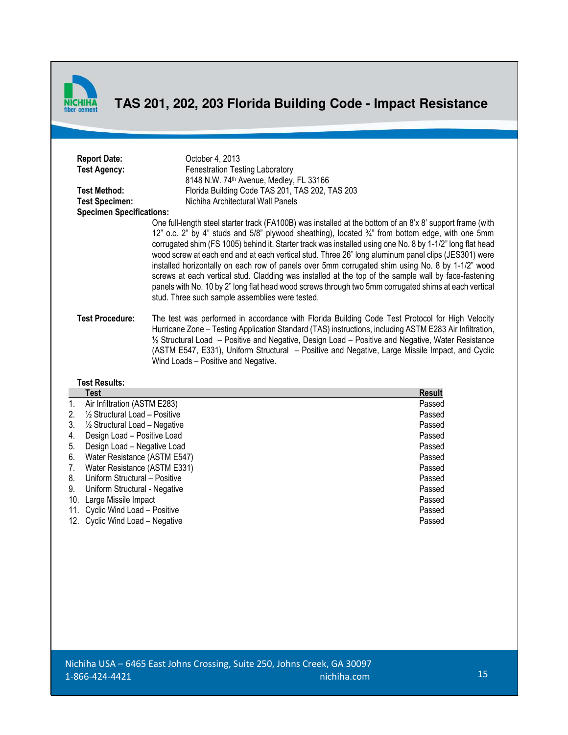# TAS 201, 202, 203 Florida Building Code - Impact Resistance

**Report Date:** October 4, 2013

**Test Agency:** Fenestration Testing Laboratory
8148 N.W. 74th Avenue, Medley, FL 33166

**Test Method:** Florida Building Code TAS 201, TAS 202, TAS 203

**Test Specimen:** Nichiha Architectural Wall Panels

**Specimen Specifications:**

One full-length steel starter track (FA100B) was installed at the bottom of an 8'x 8' support frame (with 12" o.c. 2" by 4" studs and 5/8" plywood sheathing), located ¾" from bottom edge, with one 5mm corrugated shim (FS 1005) behind it. Starter track was installed using one No. 8 by 1-1/2" long flat head wood screw at each end and at each vertical stud. Three 26" long aluminum panel clips (JES301) were installed horizontally on each row of panels over 5mm corrugated shim using No. 8 by 1-1/2" wood screws at each vertical stud. Cladding was installed at the top of the sample wall by face-fastening panels with No. 10 by 2" long flat head wood screws through two 5mm corrugated shims at each vertical stud. Three such sample assemblies were tested.

**Test Procedure:** The test was performed in accordance with Florida Building Code Test Protocol for High Velocity Hurricane Zone – Testing Application Standard (TAS) instructions, including ASTM E283 Air Infiltration, ½ Structural Load – Positive and Negative, Design Load – Positive and Negative, Water Resistance (ASTM E547, E331), Uniform Structural – Positive and Negative, Large Missile Impact, and Cyclic Wind Loads – Positive and Negative.

**Test Results:**

| | Test | Result |
|---|---|---|
| 1. | Air Infiltration (ASTM E283) | Passed |
| 2. | ½ Structural Load – Positive | Passed |
| 3. | ½ Structural Load – Negative | Passed |
| 4. | Design Load – Positive Load | Passed |
| 5. | Design Load – Negative Load | Passed |
| 6. | Water Resistance (ASTM E547) | Passed |
| 7. | Water Resistance (ASTM E331) | Passed |
| 8. | Uniform Structural – Positive | Passed |
| 9. | Uniform Structural - Negative | Passed |
| 10. | Large Missile Impact | Passed |
| 11. | Cyclic Wind Load – Positive | Passed |
| 12. | Cyclic Wind Load – Negative | Passed |

Nichiha USA – 6465 East Johns Crossing, Suite 250, Johns Creek, GA 30097
1-866-424-4421 nichiha.com